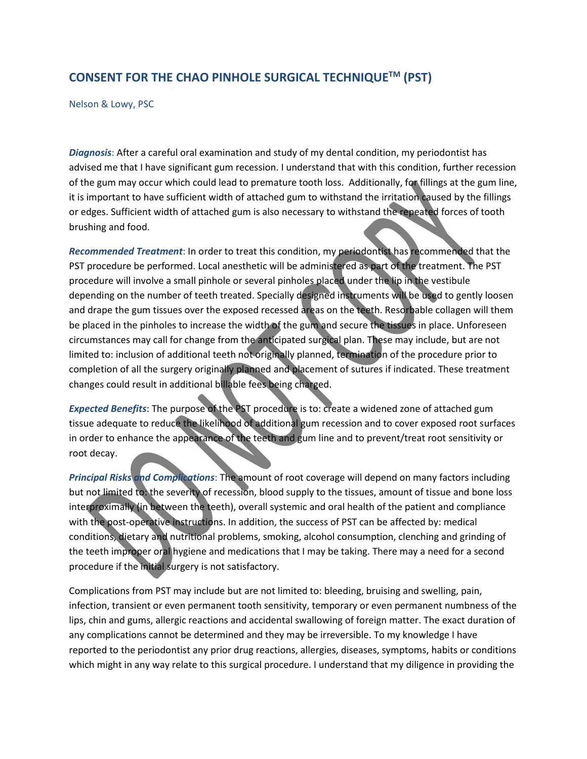# CONSENT FOR THE CHAO PINHOLE SURGICAL TECHNIQUE[TM] (PST)

Nelson & Lowy, PSC

***Diagnosis***: After a careful oral examination and study of my dental condition, my periodontist has advised me that I have significant gum recession. I understand that with this condition, further recession of the gum may occur which could lead to premature tooth loss. Additionally, for fillings at the gum line, it is important to have sufficient width of attached gum to withstand the irritation caused by the fillings or edges. Sufficient width of attached gum is also necessary to withstand the repeated forces of tooth brushing and food.

***Recommended Treatment***: In order to treat this condition, my periodontist has recommended that the PST procedure be performed. Local anesthetic will be administered as part of the treatment. The PST procedure will involve a small pinhole or several pinholes placed under the lip in the vestibule depending on the number of teeth treated. Specially designed instruments will be used to gently loosen and drape the gum tissues over the exposed recessed areas on the teeth. Resorbable collagen will them be placed in the pinholes to increase the width of the gum and secure the tissues in place. Unforeseen circumstances may call for change from the anticipated surgical plan. These may include, but are not limited to: inclusion of additional teeth not originally planned, termination of the procedure prior to completion of all the surgery originally planned and placement of sutures if indicated. These treatment changes could result in additional billable fees being charged.

***Expected Benefits***: The purpose of the PST procedure is to: create a widened zone of attached gum tissue adequate to reduce the likelihood of additional gum recession and to cover exposed root surfaces in order to enhance the appearance of the teeth and gum line and to prevent/treat root sensitivity or root decay.

***Principal Risks and Complications***: The amount of root coverage will depend on many factors including but not limited to: the severity of recession, blood supply to the tissues, amount of tissue and bone loss interproximally (in between the teeth), overall systemic and oral health of the patient and compliance with the post-operative instructions. In addition, the success of PST can be affected by: medical conditions, dietary and nutritional problems, smoking, alcohol consumption, clenching and grinding of the teeth improper oral hygiene and medications that I may be taking. There may a need for a second procedure if the initial surgery is not satisfactory.

Complications from PST may include but are not limited to: bleeding, bruising and swelling, pain, infection, transient or even permanent tooth sensitivity, temporary or even permanent numbness of the lips, chin and gums, allergic reactions and accidental swallowing of foreign matter. The exact duration of any complications cannot be determined and they may be irreversible. To my knowledge I have reported to the periodontist any prior drug reactions, allergies, diseases, symptoms, habits or conditions which might in any way relate to this surgical procedure. I understand that my diligence in providing the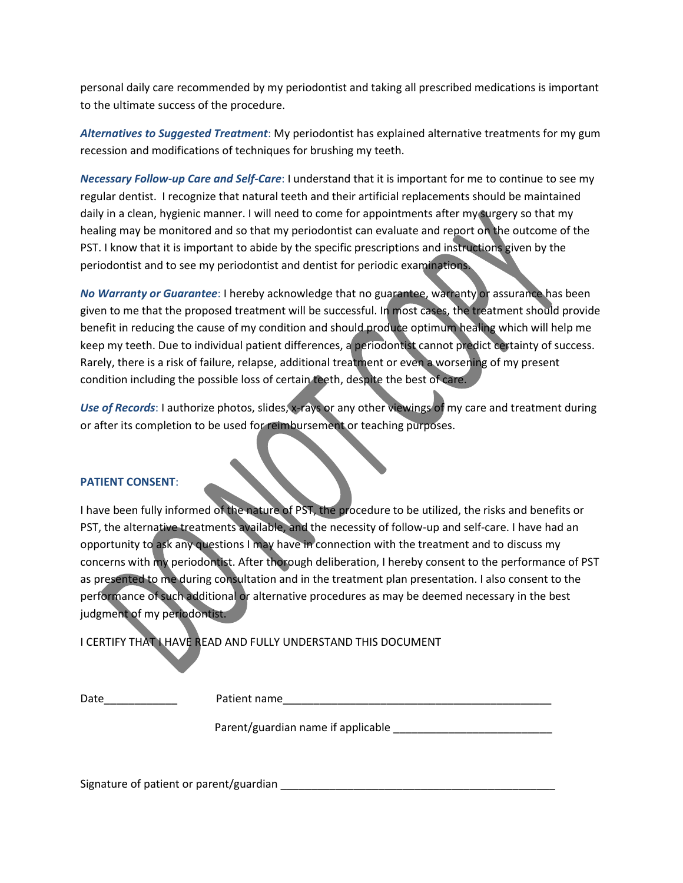personal daily care recommended by my periodontist and taking all prescribed medications is important to the ultimate success of the procedure.

***Alternatives to Suggested Treatment***: My periodontist has explained alternative treatments for my gum recession and modifications of techniques for brushing my teeth.

***Necessary Follow-up Care and Self-Care***: I understand that it is important for me to continue to see my regular dentist. I recognize that natural teeth and their artificial replacements should be maintained daily in a clean, hygienic manner. I will need to come for appointments after my surgery so that my healing may be monitored and so that my periodontist can evaluate and report on the outcome of the PST. I know that it is important to abide by the specific prescriptions and instructions given by the periodontist and to see my periodontist and dentist for periodic examinations.

***No Warranty or Guarantee***: I hereby acknowledge that no guarantee, warranty or assurance has been given to me that the proposed treatment will be successful. In most cases, the treatment should provide benefit in reducing the cause of my condition and should produce optimum healing which will help me keep my teeth. Due to individual patient differences, a periodontist cannot predict certainty of success. Rarely, there is a risk of failure, relapse, additional treatment or even a worsening of my present condition including the possible loss of certain teeth, despite the best of care.

***Use of Records***: I authorize photos, slides, x-rays or any other viewings of my care and treatment during or after its completion to be used for reimbursement or teaching purposes.

**PATIENT CONSENT**:

I have been fully informed of the nature of PST, the procedure to be utilized, the risks and benefits or PST, the alternative treatments available, and the necessity of follow-up and self-care. I have had an opportunity to ask any questions I may have in connection with the treatment and to discuss my concerns with my periodontist. After thorough deliberation, I hereby consent to the performance of PST as presented to me during consultation and in the treatment plan presentation. I also consent to the performance of such additional or alternative procedures as may be deemed necessary in the best judgment of my periodontist.

I CERTIFY THAT I HAVE READ AND FULLY UNDERSTAND THIS DOCUMENT

Date____________ Patient name_____________________________________________

Parent/guardian name if applicable __________________________

Signature of patient or parent/guardian ______________________________________________